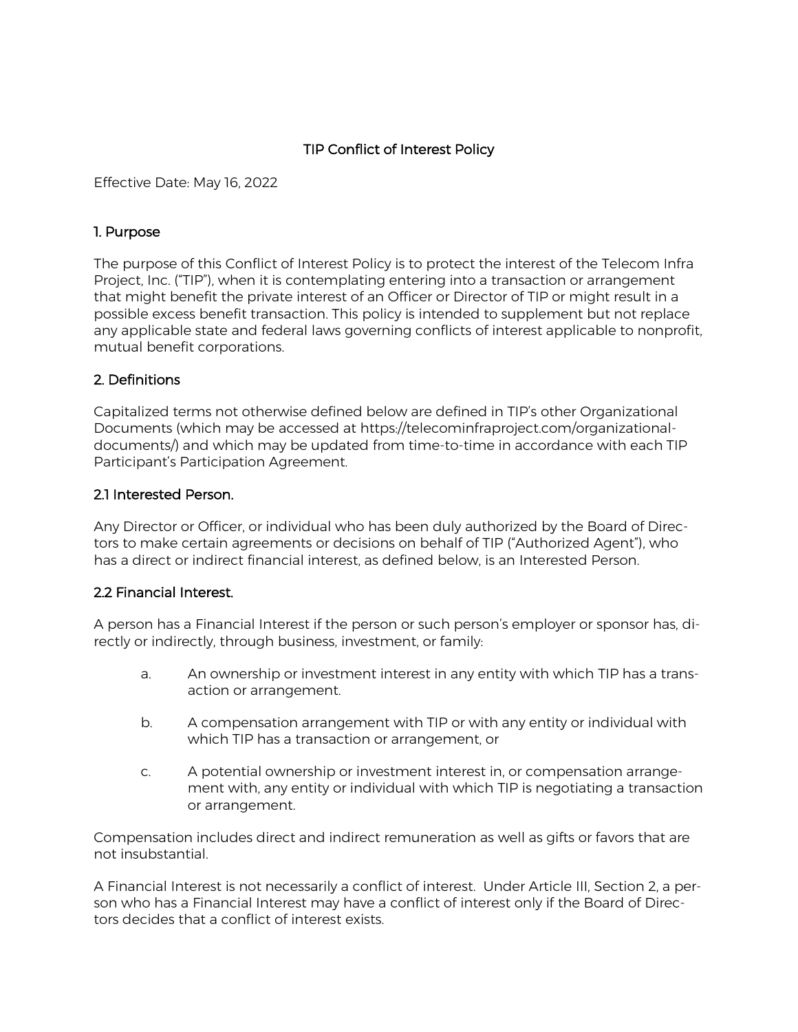# TIP Conflict of Interest Policy

Effective Date: May 16, 2022

## 1. Purpose

The purpose of this Conflict of Interest Policy is to protect the interest of the Telecom Infra Project, Inc. ("TIP"), when it is contemplating entering into a transaction or arrangement that might benefit the private interest of an Officer or Director of TIP or might result in a possible excess benefit transaction. This policy is intended to supplement but not replace any applicable state and federal laws governing conflicts of interest applicable to nonprofit, mutual benefit corporations.

## 2. Definitions

Capitalized terms not otherwise defined below are defined in TIP's other Organizational Documents (which may be accessed at https://telecominfraproject.com/organizational-documents/) and which may be updated from time-to-time in accordance with each TIP Participant's Participation Agreement.

### 2.1 Interested Person.

Any Director or Officer, or individual who has been duly authorized by the Board of Directors to make certain agreements or decisions on behalf of TIP ("Authorized Agent"), who has a direct or indirect financial interest, as defined below, is an Interested Person.

### 2.2 Financial Interest.

A person has a Financial Interest if the person or such person's employer or sponsor has, directly or indirectly, through business, investment, or family:

a. An ownership or investment interest in any entity with which TIP has a transaction or arrangement.

b. A compensation arrangement with TIP or with any entity or individual with which TIP has a transaction or arrangement, or

c. A potential ownership or investment interest in, or compensation arrangement with, any entity or individual with which TIP is negotiating a transaction or arrangement.

Compensation includes direct and indirect remuneration as well as gifts or favors that are not insubstantial.

A Financial Interest is not necessarily a conflict of interest. Under Article III, Section 2, a person who has a Financial Interest may have a conflict of interest only if the Board of Directors decides that a conflict of interest exists.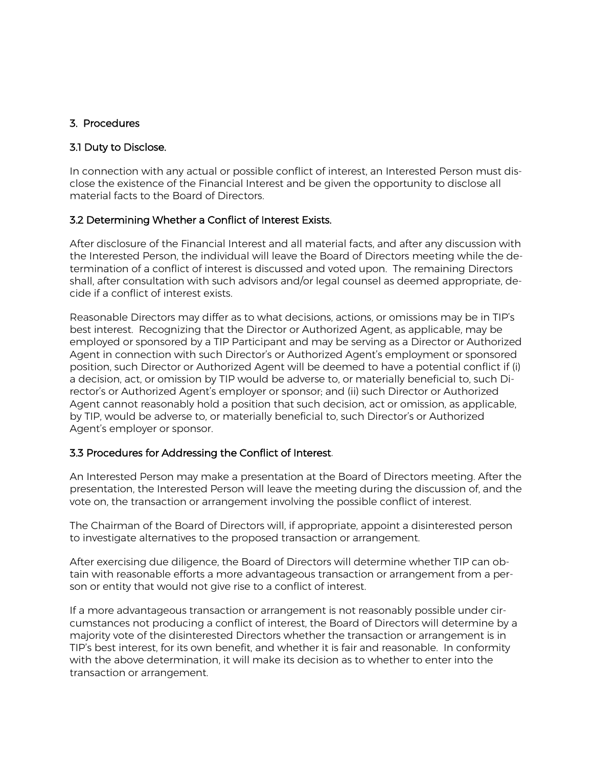## 3. Procedures

### 3.1 Duty to Disclose.

In connection with any actual or possible conflict of interest, an Interested Person must disclose the existence of the Financial Interest and be given the opportunity to disclose all material facts to the Board of Directors.

### 3.2 Determining Whether a Conflict of Interest Exists.

After disclosure of the Financial Interest and all material facts, and after any discussion with the Interested Person, the individual will leave the Board of Directors meeting while the determination of a conflict of interest is discussed and voted upon. The remaining Directors shall, after consultation with such advisors and/or legal counsel as deemed appropriate, decide if a conflict of interest exists.

Reasonable Directors may differ as to what decisions, actions, or omissions may be in TIP's best interest. Recognizing that the Director or Authorized Agent, as applicable, may be employed or sponsored by a TIP Participant and may be serving as a Director or Authorized Agent in connection with such Director's or Authorized Agent's employment or sponsored position, such Director or Authorized Agent will be deemed to have a potential conflict if (i) a decision, act, or omission by TIP would be adverse to, or materially beneficial to, such Director's or Authorized Agent's employer or sponsor; and (ii) such Director or Authorized Agent cannot reasonably hold a position that such decision, act or omission, as applicable, by TIP, would be adverse to, or materially beneficial to, such Director's or Authorized Agent's employer or sponsor.

### 3.3 Procedures for Addressing the Conflict of Interest.

An Interested Person may make a presentation at the Board of Directors meeting. After the presentation, the Interested Person will leave the meeting during the discussion of, and the vote on, the transaction or arrangement involving the possible conflict of interest.

The Chairman of the Board of Directors will, if appropriate, appoint a disinterested person to investigate alternatives to the proposed transaction or arrangement.

After exercising due diligence, the Board of Directors will determine whether TIP can obtain with reasonable efforts a more advantageous transaction or arrangement from a person or entity that would not give rise to a conflict of interest.

If a more advantageous transaction or arrangement is not reasonably possible under circumstances not producing a conflict of interest, the Board of Directors will determine by a majority vote of the disinterested Directors whether the transaction or arrangement is in TIP's best interest, for its own benefit, and whether it is fair and reasonable. In conformity with the above determination, it will make its decision as to whether to enter into the transaction or arrangement.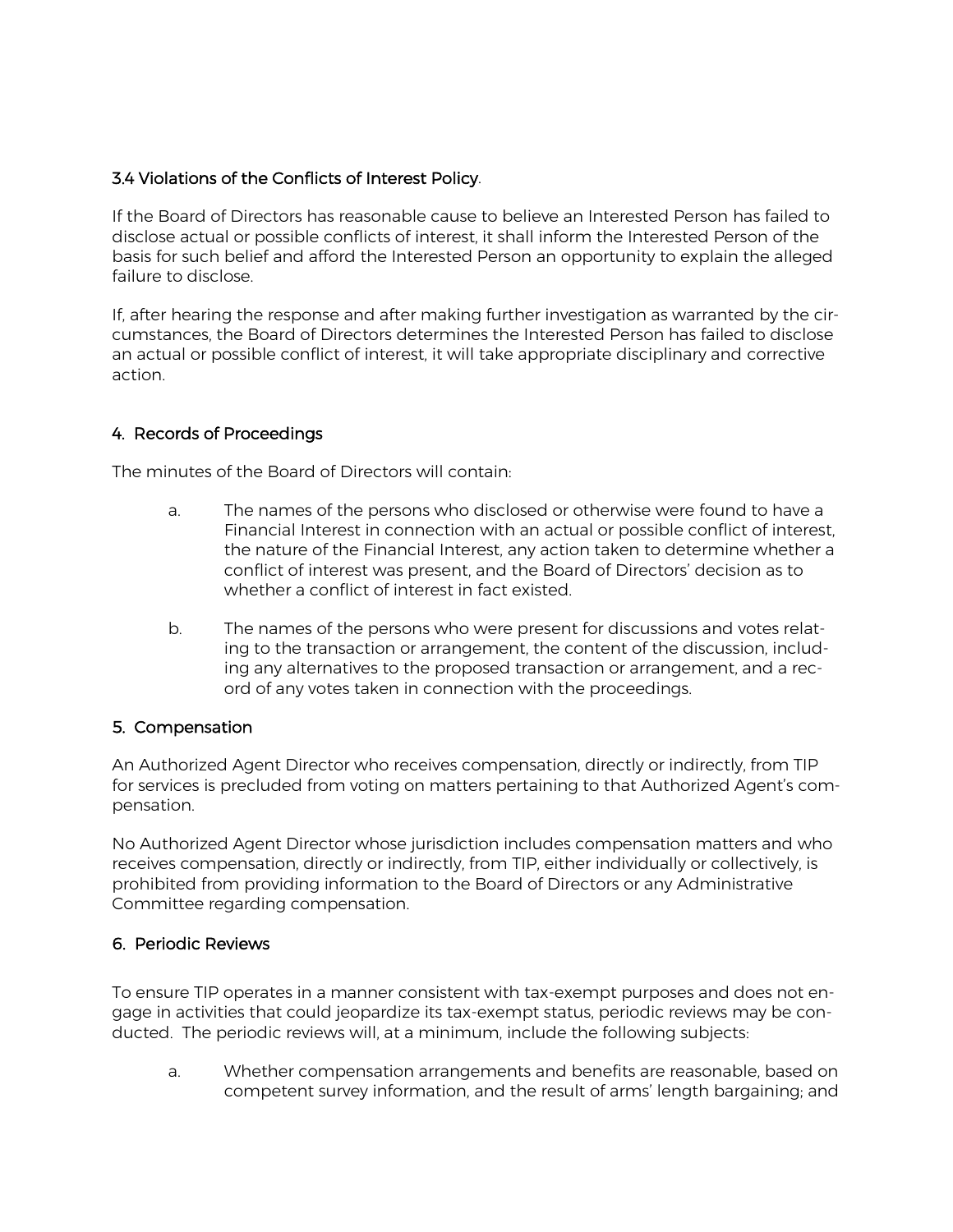### 3.4 Violations of the Conflicts of Interest Policy.

If the Board of Directors has reasonable cause to believe an Interested Person has failed to disclose actual or possible conflicts of interest, it shall inform the Interested Person of the basis for such belief and afford the Interested Person an opportunity to explain the alleged failure to disclose.

If, after hearing the response and after making further investigation as warranted by the circumstances, the Board of Directors determines the Interested Person has failed to disclose an actual or possible conflict of interest, it will take appropriate disciplinary and corrective action.

## 4. Records of Proceedings

The minutes of the Board of Directors will contain:

a. The names of the persons who disclosed or otherwise were found to have a Financial Interest in connection with an actual or possible conflict of interest, the nature of the Financial Interest, any action taken to determine whether a conflict of interest was present, and the Board of Directors' decision as to whether a conflict of interest in fact existed.

b. The names of the persons who were present for discussions and votes relating to the transaction or arrangement, the content of the discussion, including any alternatives to the proposed transaction or arrangement, and a record of any votes taken in connection with the proceedings.

## 5. Compensation

An Authorized Agent Director who receives compensation, directly or indirectly, from TIP for services is precluded from voting on matters pertaining to that Authorized Agent's compensation.

No Authorized Agent Director whose jurisdiction includes compensation matters and who receives compensation, directly or indirectly, from TIP, either individually or collectively, is prohibited from providing information to the Board of Directors or any Administrative Committee regarding compensation.

## 6. Periodic Reviews

To ensure TIP operates in a manner consistent with tax-exempt purposes and does not engage in activities that could jeopardize its tax-exempt status, periodic reviews may be conducted. The periodic reviews will, at a minimum, include the following subjects:

a. Whether compensation arrangements and benefits are reasonable, based on competent survey information, and the result of arms' length bargaining; and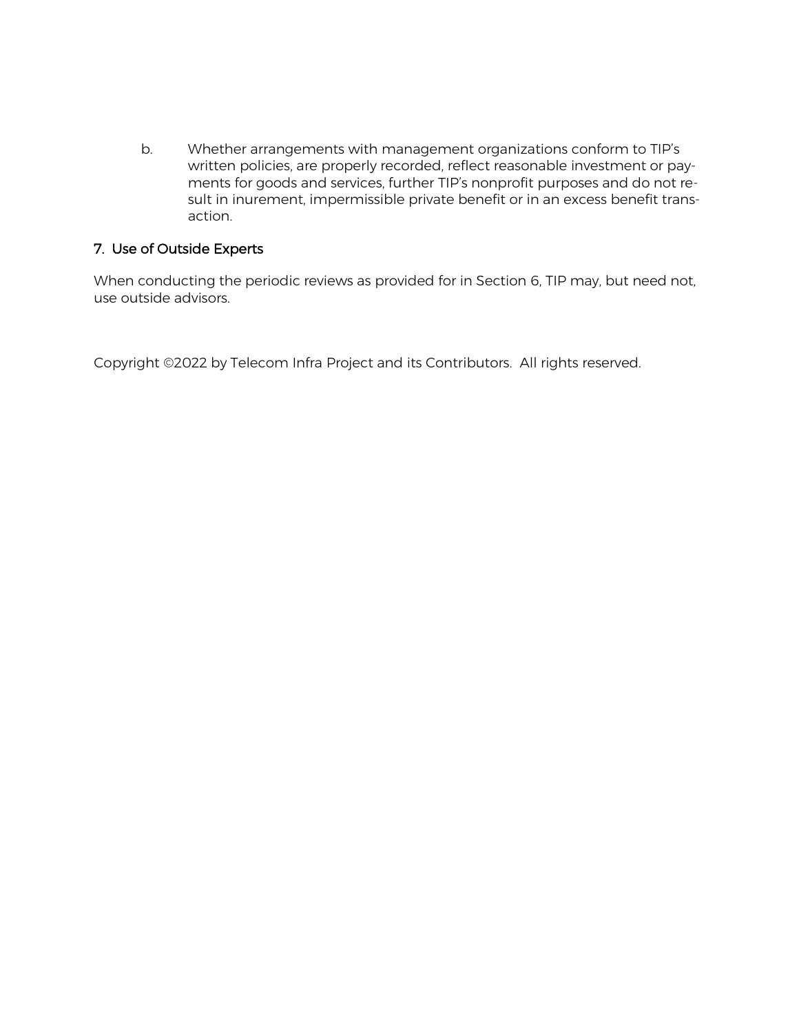b. Whether arrangements with management organizations conform to TIP's written policies, are properly recorded, reflect reasonable investment or payments for goods and services, further TIP's nonprofit purposes and do not result in inurement, impermissible private benefit or in an excess benefit transaction.

## 7. Use of Outside Experts

When conducting the periodic reviews as provided for in Section 6, TIP may, but need not, use outside advisors.

Copyright ©2022 by Telecom Infra Project and its Contributors. All rights reserved.